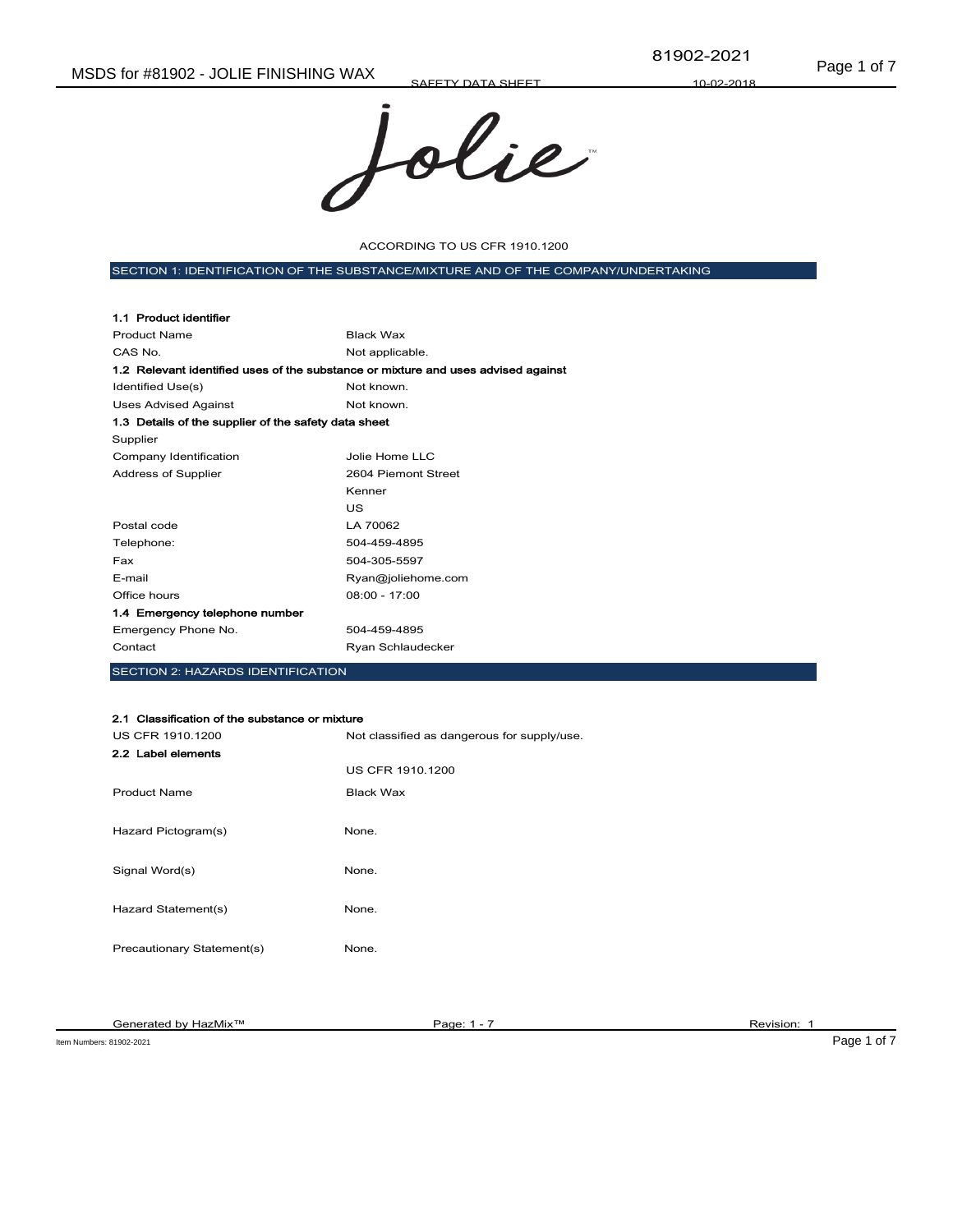Jolie™

ACCORDING TO US CFR 1910.1200

## SECTION 1: IDENTIFICATION OF THE SUBSTANCE/MIXTURE AND OF THE COMPANY/UNDERTAKING

### 1.1 Product identifier

| | |
|---|---|
| Product Name | Black Wax |
| CAS No. | Not applicable. |

### 1.2 Relevant identified uses of the substance or mixture and uses advised against

| | |
|---|---|
| Identified Use(s) | Not known. |
| Uses Advised Against | Not known. |

### 1.3 Details of the supplier of the safety data sheet

Supplier

| | |
|---|---|
| Company Identification | Jolie Home LLC |
| Address of Supplier | 2604 Piemont Street<br>Kenner<br>US |
| Postal code | LA 70062 |
| Telephone: | 504-459-4895 |
| Fax | 504-305-5597 |
| E-mail | Ryan@joliehome.com |
| Office hours | 08:00 - 17:00 |

### 1.4 Emergency telephone number

| | |
|---|---|
| Emergency Phone No. | 504-459-4895 |
| Contact | Ryan Schlaudecker |

## SECTION 2: HAZARDS IDENTIFICATION

### 2.1 Classification of the substance or mixture

| | |
|---|---|
| US CFR 1910.1200 | Not classified as dangerous for supply/use. |

### 2.2 Label elements

| | |
|---|---|
| | US CFR 1910.1200 |
| Product Name | Black Wax |
| Hazard Pictogram(s) | None. |
| Signal Word(s) | None. |
| Hazard Statement(s) | None. |
| Precautionary Statement(s) | None. |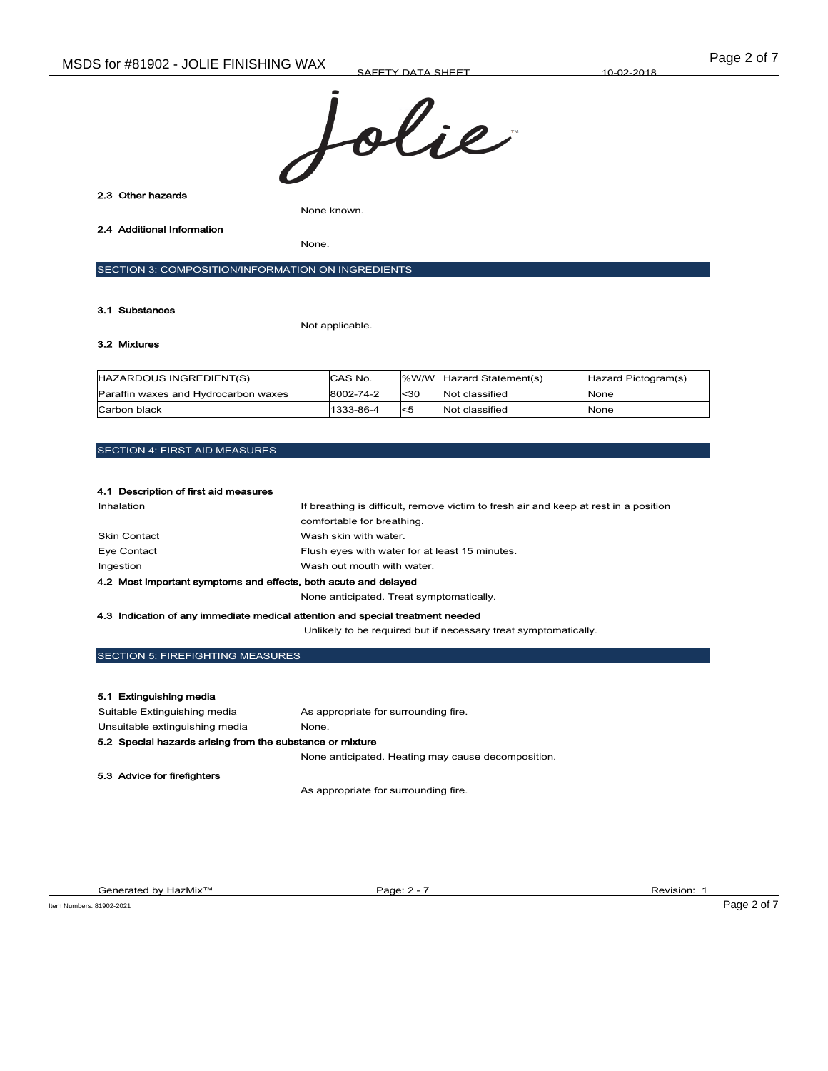**2.3 Other hazards**

None known.

**2.4 Additional Information**

None.

## SECTION 3: COMPOSITION/INFORMATION ON INGREDIENTS

**3.1 Substances**

Not applicable.

**3.2 Mixtures**

| HAZARDOUS INGREDIENT(S) | CAS No. | %W/W | Hazard Statement(s) | Hazard Pictogram(s) |
| --- | --- | --- | --- | --- |
| Paraffin waxes and Hydrocarbon waxes | 8002-74-2 | <30 | Not classified | None |
| Carbon black | 1333-86-4 | <5 | Not classified | None |

## SECTION 4: FIRST AID MEASURES

**4.1 Description of first aid measures**

Inhalation: If breathing is difficult, remove victim to fresh air and keep at rest in a position comfortable for breathing.

Skin Contact: Wash skin with water.

Eye Contact: Flush eyes with water for at least 15 minutes.

Ingestion: Wash out mouth with water.

**4.2 Most important symptoms and effects, both acute and delayed**

None anticipated. Treat symptomatically.

**4.3 Indication of any immediate medical attention and special treatment needed**

Unlikely to be required but if necessary treat symptomatically.

## SECTION 5: FIREFIGHTING MEASURES

**5.1 Extinguishing media**

Suitable Extinguishing media: As appropriate for surrounding fire.

Unsuitable extinguishing media: None.

**5.2 Special hazards arising from the substance or mixture**

None anticipated. Heating may cause decomposition.

**5.3 Advice for firefighters**

As appropriate for surrounding fire.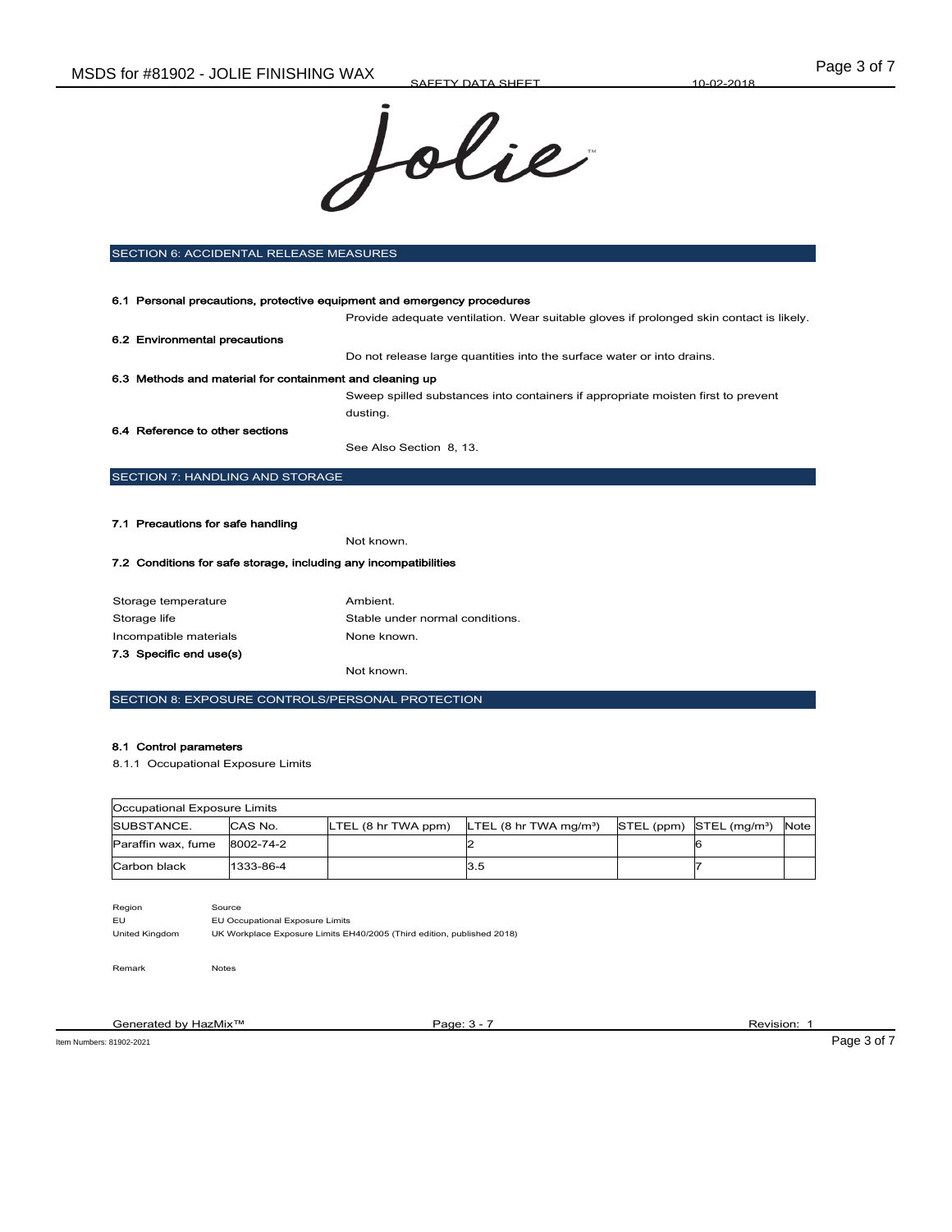## SECTION 6: ACCIDENTAL RELEASE MEASURES

**6.1 Personal precautions, protective equipment and emergency procedures**

Provide adequate ventilation. Wear suitable gloves if prolonged skin contact is likely.

**6.2 Environmental precautions**

Do not release large quantities into the surface water or into drains.

**6.3 Methods and material for containment and cleaning up**

Sweep spilled substances into containers if appropriate moisten first to prevent dusting.

**6.4 Reference to other sections**

See Also Section 8, 13.

## SECTION 7: HANDLING AND STORAGE

**7.1 Precautions for safe handling**

Not known.

**7.2 Conditions for safe storage, including any incompatibilities**

Storage temperature: Ambient.
Storage life: Stable under normal conditions.
Incompatible materials: None known.

**7.3 Specific end use(s)**

Not known.

## SECTION 8: EXPOSURE CONTROLS/PERSONAL PROTECTION

**8.1 Control parameters**

8.1.1 Occupational Exposure Limits

| Occupational Exposure Limits | | | | | | |
|---|---|---|---|---|---|---|
| SUBSTANCE. | CAS No. | LTEL (8 hr TWA ppm) | LTEL (8 hr TWA mg/m³) | STEL (ppm) | STEL (mg/m³) | Note |
| Paraffin wax, fume | 8002-74-2 | | 2 | | 6 | |
| Carbon black | 1333-86-4 | | 3.5 | | 7 | |

| Region | Source |
|---|---|
| EU | EU Occupational Exposure Limits |
| United Kingdom | UK Workplace Exposure Limits EH40/2005 (Third edition, published 2018) |

| Remark | Notes |
|---|---|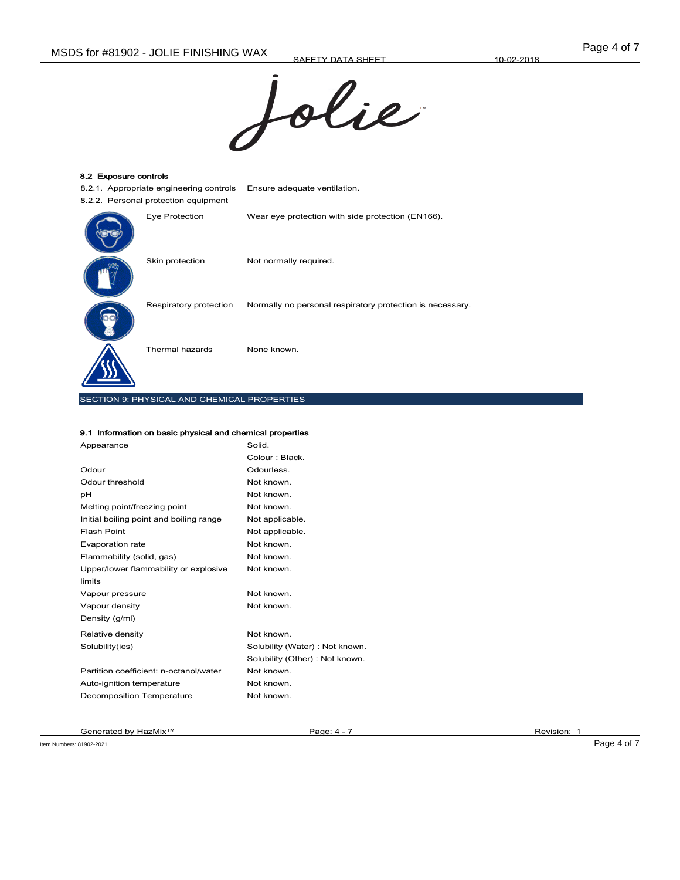#### 8.2 Exposure controls

| | |
|---|---|
| 8.2.1. Appropriate engineering controls | Ensure adequate ventilation. |
| 8.2.2. Personal protection equipment | |
| Eye Protection | Wear eye protection with side protection (EN166). |
| Skin protection | Not normally required. |
| Respiratory protection | Normally no personal respiratory protection is necessary. |
| Thermal hazards | None known. |

## SECTION 9: PHYSICAL AND CHEMICAL PROPERTIES

#### 9.1 Information on basic physical and chemical properties

| | |
|---|---|
| Appearance | Solid.<br>Colour : Black. |
| Odour | Odourless. |
| Odour threshold | Not known. |
| pH | Not known. |
| Melting point/freezing point | Not known. |
| Initial boiling point and boiling range | Not applicable. |
| Flash Point | Not applicable. |
| Evaporation rate | Not known. |
| Flammability (solid, gas) | Not known. |
| Upper/lower flammability or explosive limits | Not known. |
| Vapour pressure | Not known. |
| Vapour density | Not known. |
| Density (g/ml) | |
| Relative density | Not known. |
| Solubility(ies) | Solubility (Water) : Not known.<br>Solubility (Other) : Not known. |
| Partition coefficient: n-octanol/water | Not known. |
| Auto-ignition temperature | Not known. |
| Decomposition Temperature | Not known. |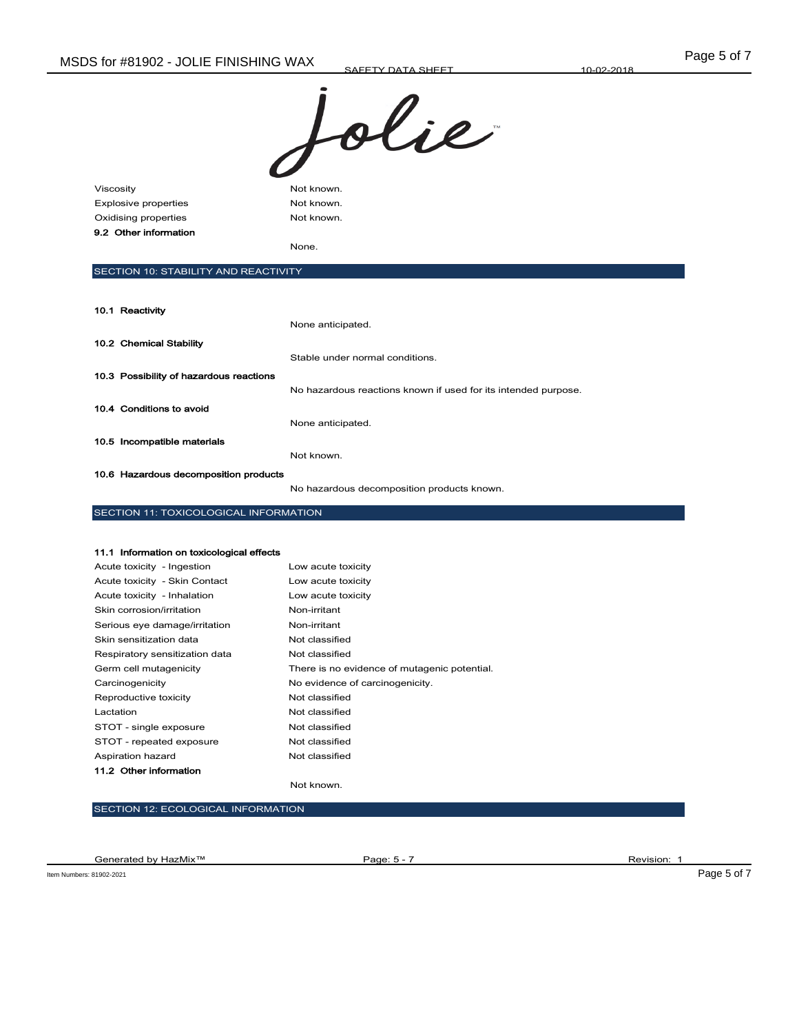| | |
|---|---|
| Viscosity | Not known. |
| Explosive properties | Not known. |
| Oxidising properties | Not known. |

**9.2 Other information**

None.

## SECTION 10: STABILITY AND REACTIVITY

**10.1 Reactivity**

None anticipated.

**10.2 Chemical Stability**

Stable under normal conditions.

**10.3 Possibility of hazardous reactions**

No hazardous reactions known if used for its intended purpose.

**10.4 Conditions to avoid**

None anticipated.

**10.5 Incompatible materials**

Not known.

**10.6 Hazardous decomposition products**

No hazardous decomposition products known.

## SECTION 11: TOXICOLOGICAL INFORMATION

**11.1 Information on toxicological effects**

| | |
|---|---|
| Acute toxicity - Ingestion | Low acute toxicity |
| Acute toxicity - Skin Contact | Low acute toxicity |
| Acute toxicity - Inhalation | Low acute toxicity |
| Skin corrosion/irritation | Non-irritant |
| Serious eye damage/irritation | Non-irritant |
| Skin sensitization data | Not classified |
| Respiratory sensitization data | Not classified |
| Germ cell mutagenicity | There is no evidence of mutagenic potential. |
| Carcinogenicity | No evidence of carcinogenicity. |
| Reproductive toxicity | Not classified |
| Lactation | Not classified |
| STOT - single exposure | Not classified |
| STOT - repeated exposure | Not classified |
| Aspiration hazard | Not classified |

**11.2 Other information**

Not known.

## SECTION 12: ECOLOGICAL INFORMATION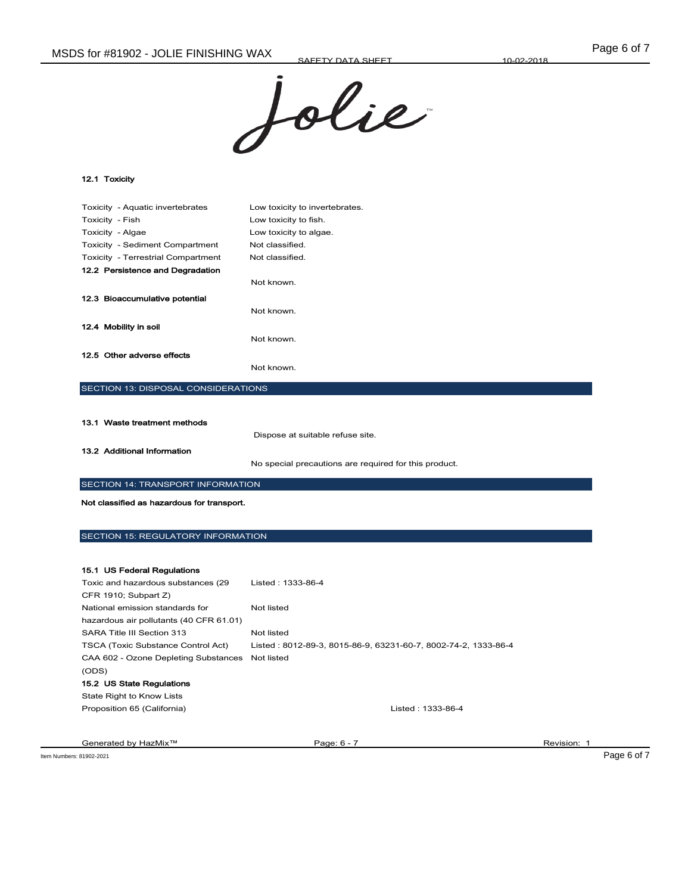### 12.1 Toxicity

| | |
|---|---|
| Toxicity - Aquatic invertebrates | Low toxicity to invertebrates. |
| Toxicity - Fish | Low toxicity to fish. |
| Toxicity - Algae | Low toxicity to algae. |
| Toxicity - Sediment Compartment | Not classified. |
| Toxicity - Terrestrial Compartment | Not classified. |

### 12.2 Persistence and Degradation

Not known.

### 12.3 Bioaccumulative potential

Not known.

### 12.4 Mobility in soil

Not known.

### 12.5 Other adverse effects

Not known.

## SECTION 13: DISPOSAL CONSIDERATIONS

### 13.1 Waste treatment methods

Dispose at suitable refuse site.

### 13.2 Additional Information

No special precautions are required for this product.

## SECTION 14: TRANSPORT INFORMATION

**Not classified as hazardous for transport.**

## SECTION 15: REGULATORY INFORMATION

### 15.1 US Federal Regulations

| | |
|---|---|
| Toxic and hazardous substances (29 CFR 1910; Subpart Z) | Listed : 1333-86-4 |
| National emission standards for hazardous air pollutants (40 CFR 61.01) | Not listed |
| SARA Title III Section 313 | Not listed |
| TSCA (Toxic Substance Control Act) | Listed : 8012-89-3, 8015-86-9, 63231-60-7, 8002-74-2, 1333-86-4 |
| CAA 602 - Ozone Depleting Substances (ODS) | Not listed |

### 15.2 US State Regulations

State Right to Know Lists

| | |
|---|---|
| Proposition 65 (California) | Listed : 1333-86-4 |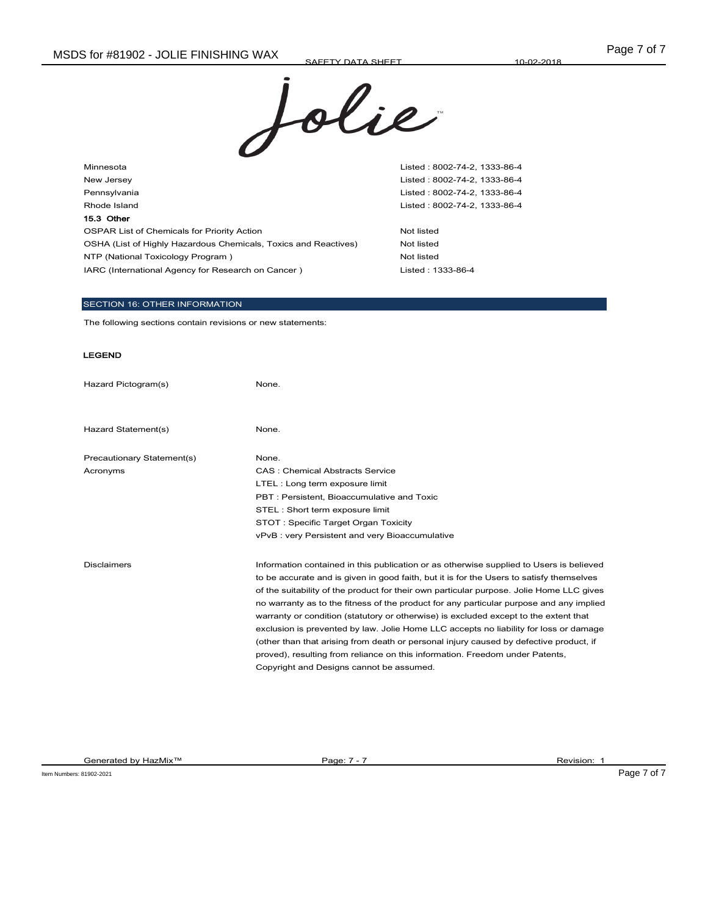| | |
|---|---|
| Minnesota | Listed : 8002-74-2, 1333-86-4 |
| New Jersey | Listed : 8002-74-2, 1333-86-4 |
| Pennsylvania | Listed : 8002-74-2, 1333-86-4 |
| Rhode Island | Listed : 8002-74-2, 1333-86-4 |

**15.3 Other**

| | |
|---|---|
| OSPAR List of Chemicals for Priority Action | Not listed |
| OSHA (List of Highly Hazardous Chemicals, Toxics and Reactives) | Not listed |
| NTP (National Toxicology Program ) | Not listed |
| IARC (International Agency for Research on Cancer ) | Listed : 1333-86-4 |

## SECTION 16: OTHER INFORMATION

The following sections contain revisions or new statements:

**LEGEND**

| | |
|---|---|
| Hazard Pictogram(s) | None. |
| Hazard Statement(s) | None. |
| Precautionary Statement(s) | None. |
| Acronyms | CAS : Chemical Abstracts Service<br>LTEL : Long term exposure limit<br>PBT : Persistent, Bioaccumulative and Toxic<br>STEL : Short term exposure limit<br>STOT : Specific Target Organ Toxicity<br>vPvB : very Persistent and very Bioaccumulative |
| Disclaimers | Information contained in this publication or as otherwise supplied to Users is believed to be accurate and is given in good faith, but it is for the Users to satisfy themselves of the suitability of the product for their own particular purpose. Jolie Home LLC gives no warranty as to the fitness of the product for any particular purpose and any implied warranty or condition (statutory or otherwise) is excluded except to the extent that exclusion is prevented by law. Jolie Home LLC accepts no liability for loss or damage (other than that arising from death or personal injury caused by defective product, if proved), resulting from reliance on this information. Freedom under Patents, Copyright and Designs cannot be assumed. |